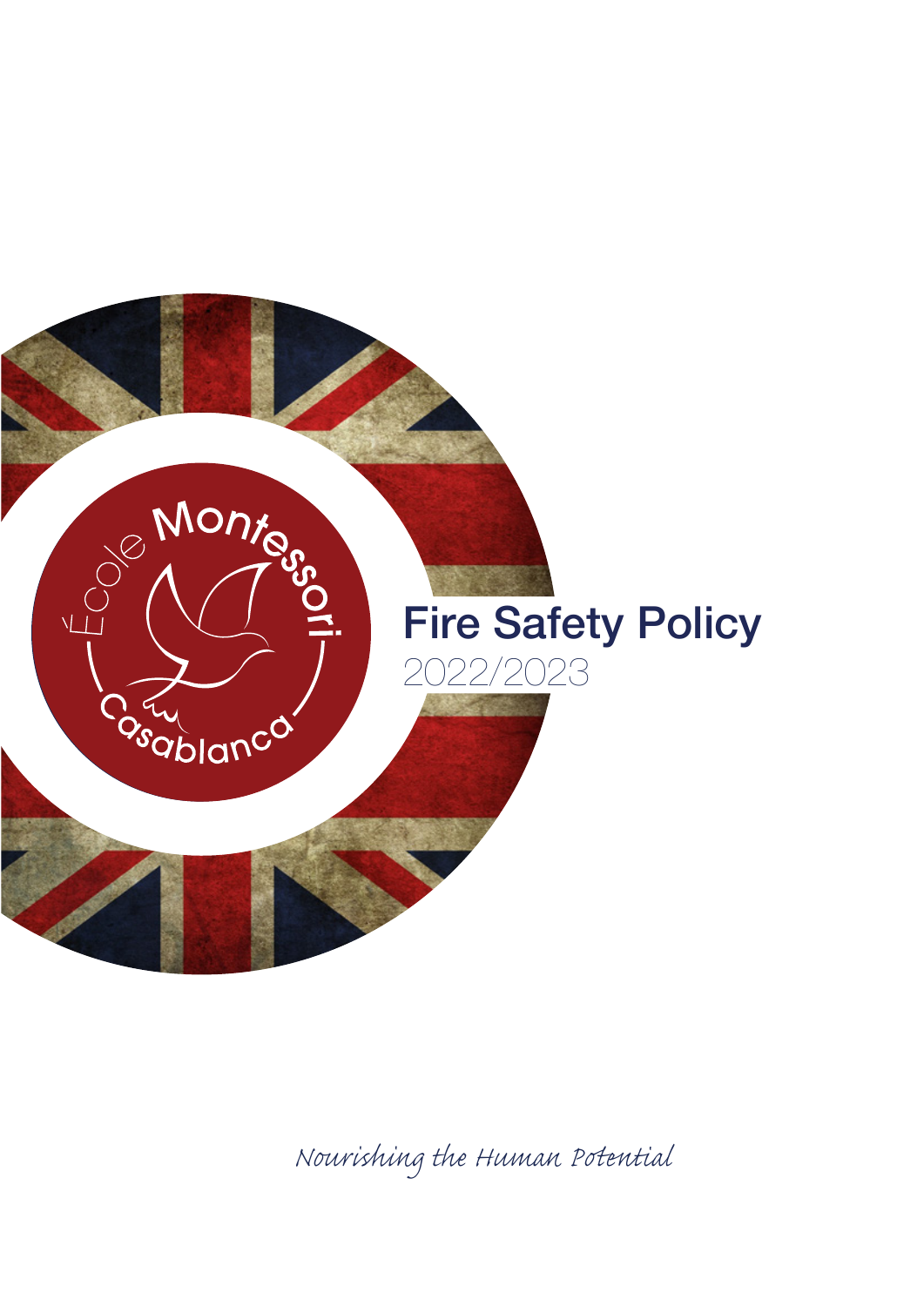École Montessori Casablanca

# Fire Safety Policy

2022/2023

*Nourishing the Human Potential*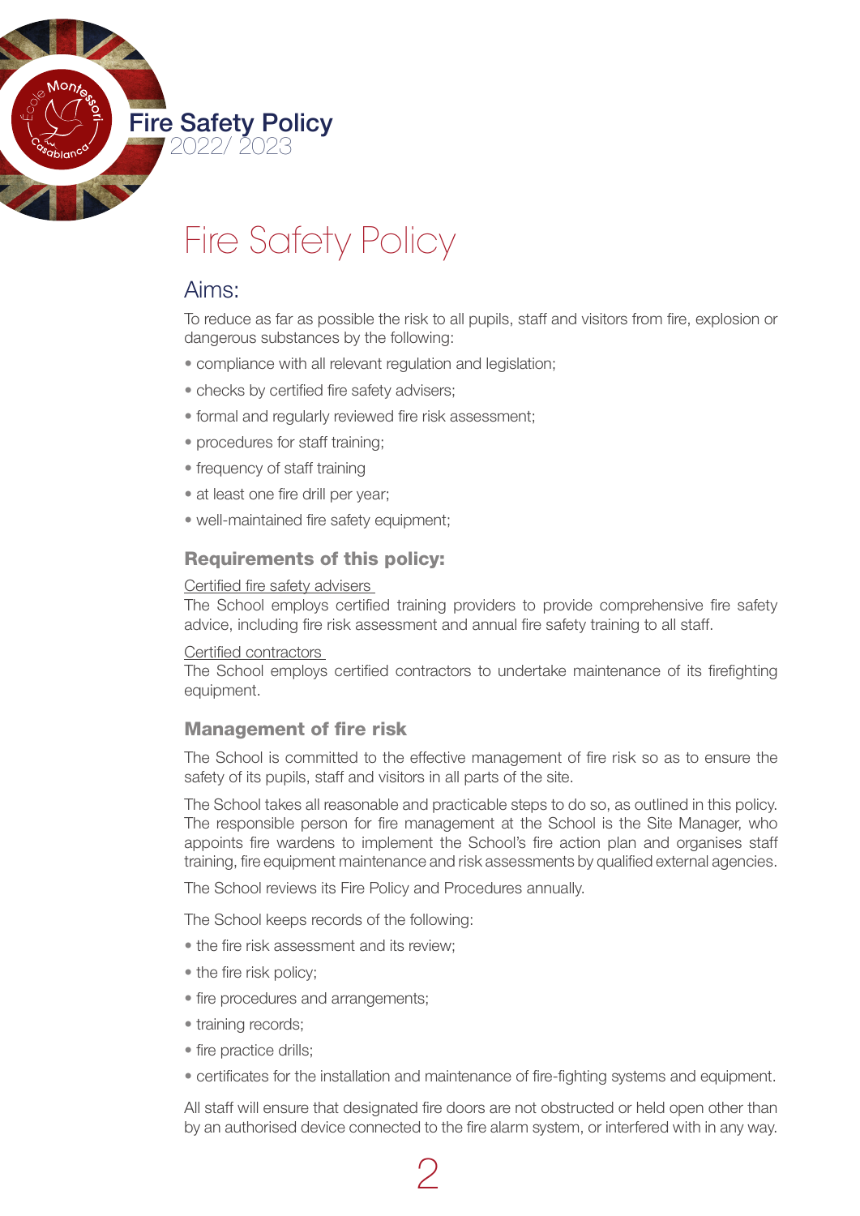# Fire Safety Policy

## Aims:

To reduce as far as possible the risk to all pupils, staff and visitors from fire, explosion or dangerous substances by the following:

- compliance with all relevant regulation and legislation;
- checks by certified fire safety advisers;
- formal and regularly reviewed fire risk assessment;
- procedures for staff training;
- frequency of staff training
- at least one fire drill per year;
- well-maintained fire safety equipment;

### Requirements of this policy:

Certified fire safety advisers

The School employs certified training providers to provide comprehensive fire safety advice, including fire risk assessment and annual fire safety training to all staff.

Certified contractors

The School employs certified contractors to undertake maintenance of its firefighting equipment.

### Management of fire risk

The School is committed to the effective management of fire risk so as to ensure the safety of its pupils, staff and visitors in all parts of the site.

The School takes all reasonable and practicable steps to do so, as outlined in this policy. The responsible person for fire management at the School is the Site Manager, who appoints fire wardens to implement the School's fire action plan and organises staff training, fire equipment maintenance and risk assessments by qualified external agencies.

The School reviews its Fire Policy and Procedures annually.

The School keeps records of the following:

- the fire risk assessment and its review;
- the fire risk policy;
- fire procedures and arrangements;
- training records;
- fire practice drills;
- certificates for the installation and maintenance of fire-fighting systems and equipment.

All staff will ensure that designated fire doors are not obstructed or held open other than by an authorised device connected to the fire alarm system, or interfered with in any way.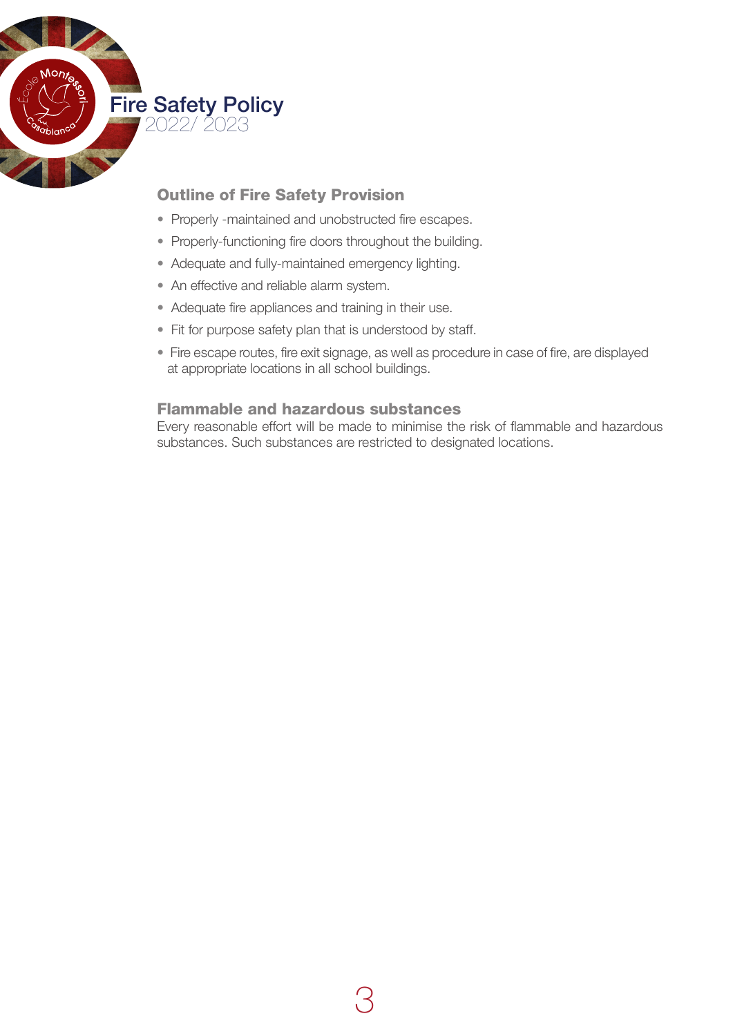# Fire Safety Policy
2022/ 2023

## Outline of Fire Safety Provision

- Properly -maintained and unobstructed fire escapes.
- Properly-functioning fire doors throughout the building.
- Adequate and fully-maintained emergency lighting.
- An effective and reliable alarm system.
- Adequate fire appliances and training in their use.
- Fit for purpose safety plan that is understood by staff.
- Fire escape routes, fire exit signage, as well as procedure in case of fire, are displayed at appropriate locations in all school buildings.

## Flammable and hazardous substances

Every reasonable effort will be made to minimise the risk of flammable and hazardous substances. Such substances are restricted to designated locations.